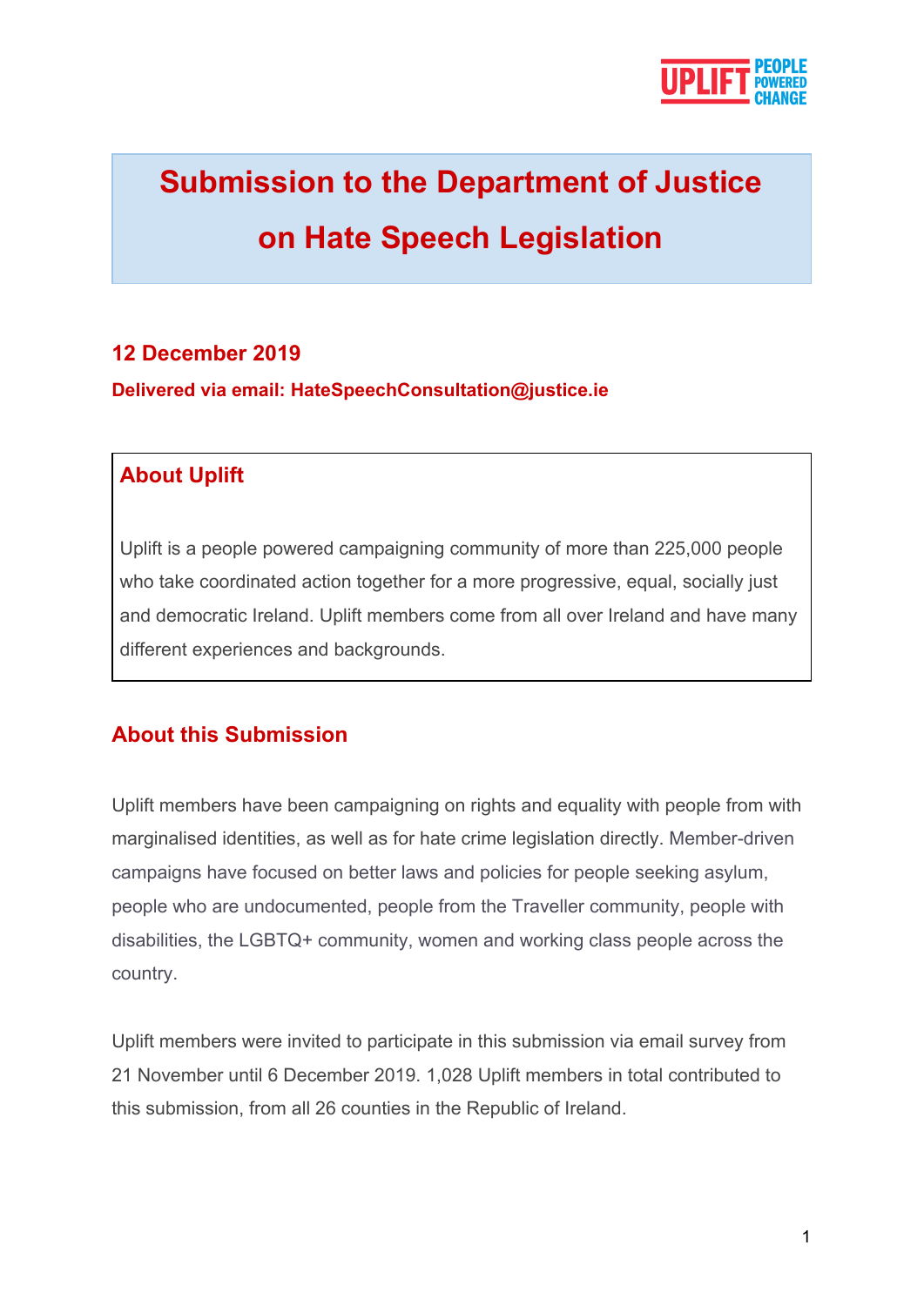# Submission to the Department of Justice on Hate Speech Legislation

**12 December 2019**

**Delivered via email: HateSpeechConsultation@justice.ie**

## About Uplift

Uplift is a people powered campaigning community of more than 225,000 people who take coordinated action together for a more progressive, equal, socially just and democratic Ireland. Uplift members come from all over Ireland and have many different experiences and backgrounds.

## About this Submission

Uplift members have been campaigning on rights and equality with people from with marginalised identities, as well as for hate crime legislation directly. Member-driven campaigns have focused on better laws and policies for people seeking asylum, people who are undocumented, people from the Traveller community, people with disabilities, the LGBTQ+ community, women and working class people across the country.

Uplift members were invited to participate in this submission via email survey from 21 November until 6 December 2019. 1,028 Uplift members in total contributed to this submission, from all 26 counties in the Republic of Ireland.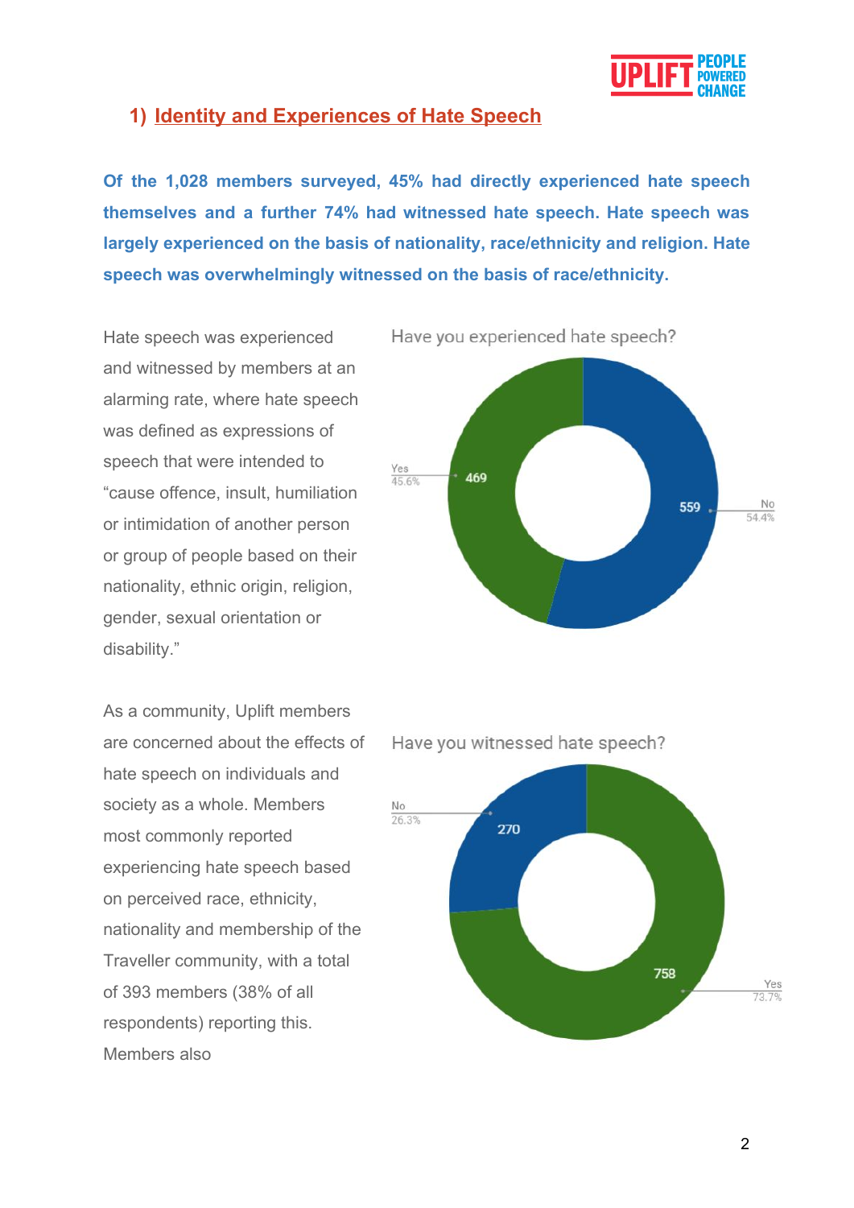## 1) Identity and Experiences of Hate Speech

**Of the 1,028 members surveyed, 45% had directly experienced hate speech themselves and a further 74% had witnessed hate speech. Hate speech was largely experienced on the basis of nationality, race/ethnicity and religion. Hate speech was overwhelmingly witnessed on the basis of race/ethnicity.**

Hate speech was experienced and witnessed by members at an alarming rate, where hate speech was defined as expressions of speech that were intended to "cause offence, insult, humiliation or intimidation of another person or group of people based on their nationality, ethnic origin, religion, gender, sexual orientation or disability."

Have you experienced hate speech?

| Response | Count | Percentage |
|---|---|---|
| Yes | 469 | 45.6% |
| No | 559 | 54.4% |

As a community, Uplift members are concerned about the effects of hate speech on individuals and society as a whole. Members most commonly reported experiencing hate speech based on perceived race, ethnicity, nationality and membership of the Traveller community, with a total of 393 members (38% of all respondents) reporting this. Members also

Have you witnessed hate speech?

| Response | Count | Percentage |
|---|---|---|
| Yes | 758 | 73.7% |
| No | 270 | 26.3% |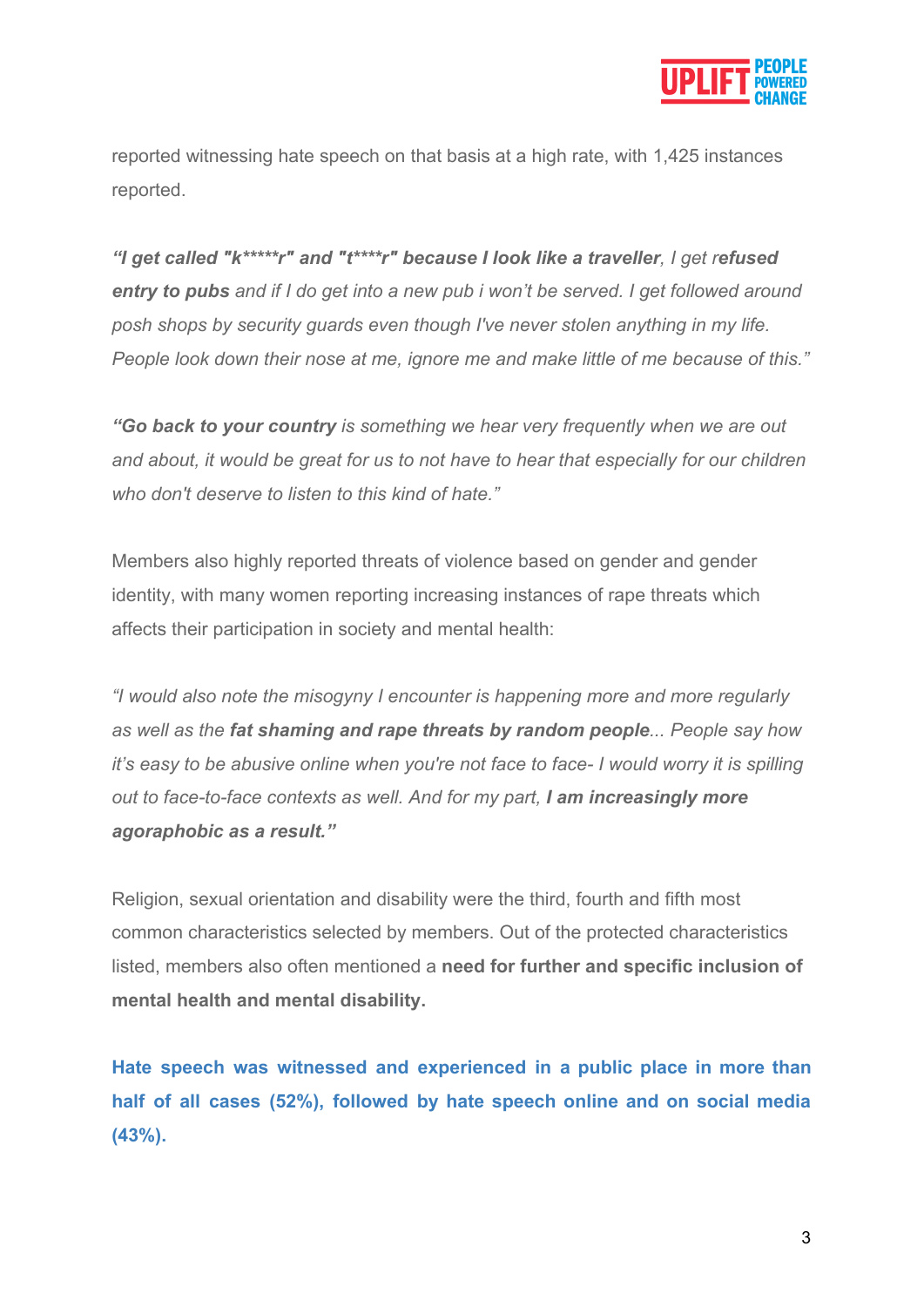reported witnessing hate speech on that basis at a high rate, with 1,425 instances reported.

***"I get called "k\*\*\*\*\*r" and "t\*\*\*\*r" because I look like a traveller**, I get r**efused entry to pubs** and if I do get into a new pub i won't be served. I get followed around posh shops by security guards even though I've never stolen anything in my life. People look down their nose at me, ignore me and make little of me because of this."*

***"Go back to your country** is something we hear very frequently when we are out and about, it would be great for us to not have to hear that especially for our children who don't deserve to listen to this kind of hate."*

Members also highly reported threats of violence based on gender and gender identity, with many women reporting increasing instances of rape threats which affects their participation in society and mental health:

*"I would also note the misogyny I encounter is happening more and more regularly as well as the **fat shaming and rape threats by random people**... People say how it's easy to be abusive online when you're not face to face- I would worry it is spilling out to face-to-face contexts as well. And for my part, **I am increasingly more agoraphobic as a result."***

Religion, sexual orientation and disability were the third, fourth and fifth most common characteristics selected by members. Out of the protected characteristics listed, members also often mentioned a **need for further and specific inclusion of mental health and mental disability.**

**Hate speech was witnessed and experienced in a public place in more than half of all cases (52%), followed by hate speech online and on social media (43%).**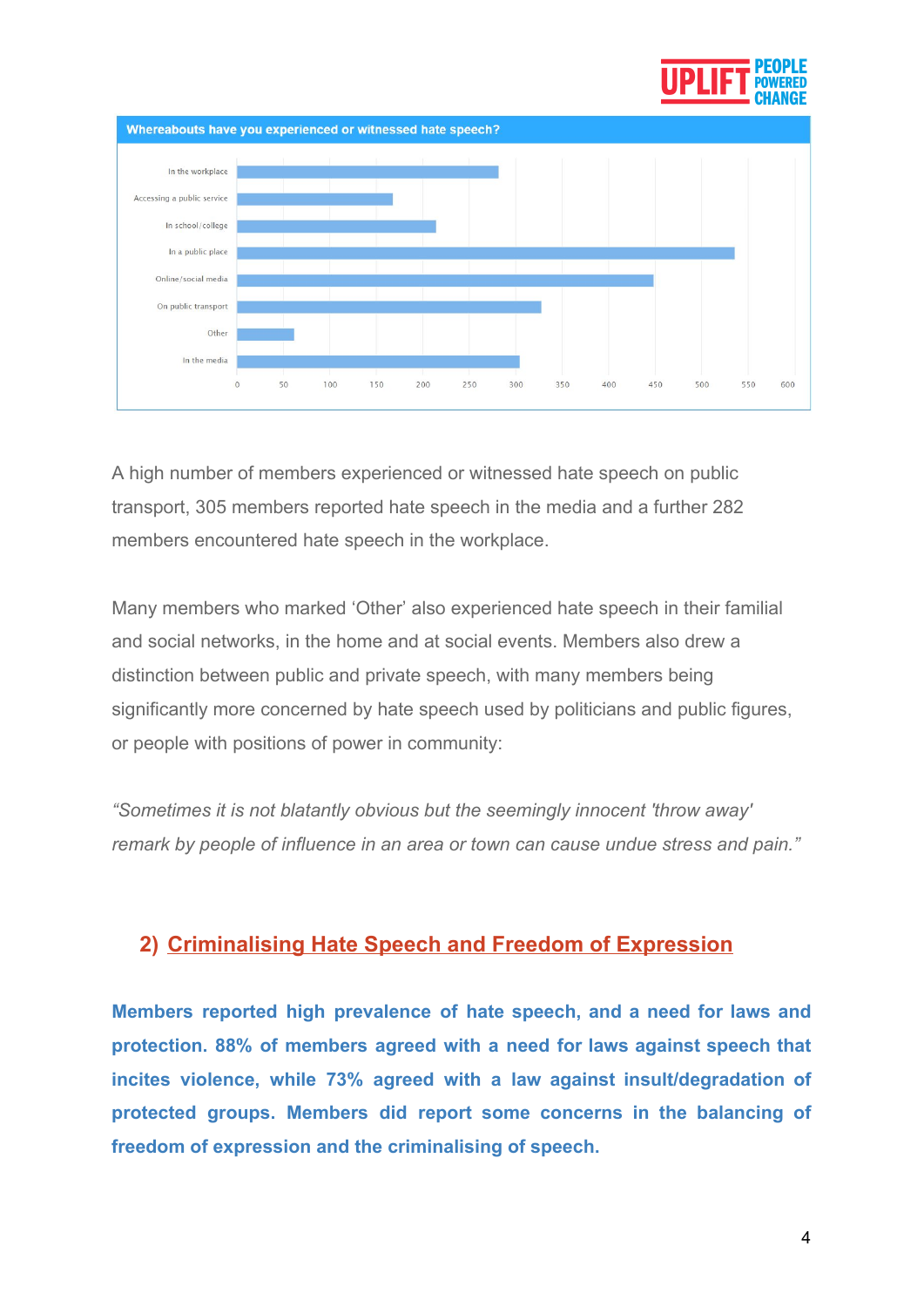**Whereabouts have you experienced or witnessed hate speech?**

| Location | Approx. responses |
|---|---|
| In the workplace | 282 |
| Accessing a public service | 168 |
| In school/college | 215 |
| In a public place | 538 |
| Online/social media | 450 |
| On public transport | 328 |
| Other | 62 |
| In the media | 305 |

A high number of members experienced or witnessed hate speech on public transport, 305 members reported hate speech in the media and a further 282 members encountered hate speech in the workplace.

Many members who marked 'Other' also experienced hate speech in their familial and social networks, in the home and at social events. Members also drew a distinction between public and private speech, with many members being significantly more concerned by hate speech used by politicians and public figures, or people with positions of power in community:

*"Sometimes it is not blatantly obvious but the seemingly innocent 'throw away' remark by people of influence in an area or town can cause undue stress and pain."*

## 2) Criminalising Hate Speech and Freedom of Expression

**Members reported high prevalence of hate speech, and a need for laws and protection. 88% of members agreed with a need for laws against speech that incites violence, while 73% agreed with a law against insult/degradation of protected groups. Members did report some concerns in the balancing of freedom of expression and the criminalising of speech.**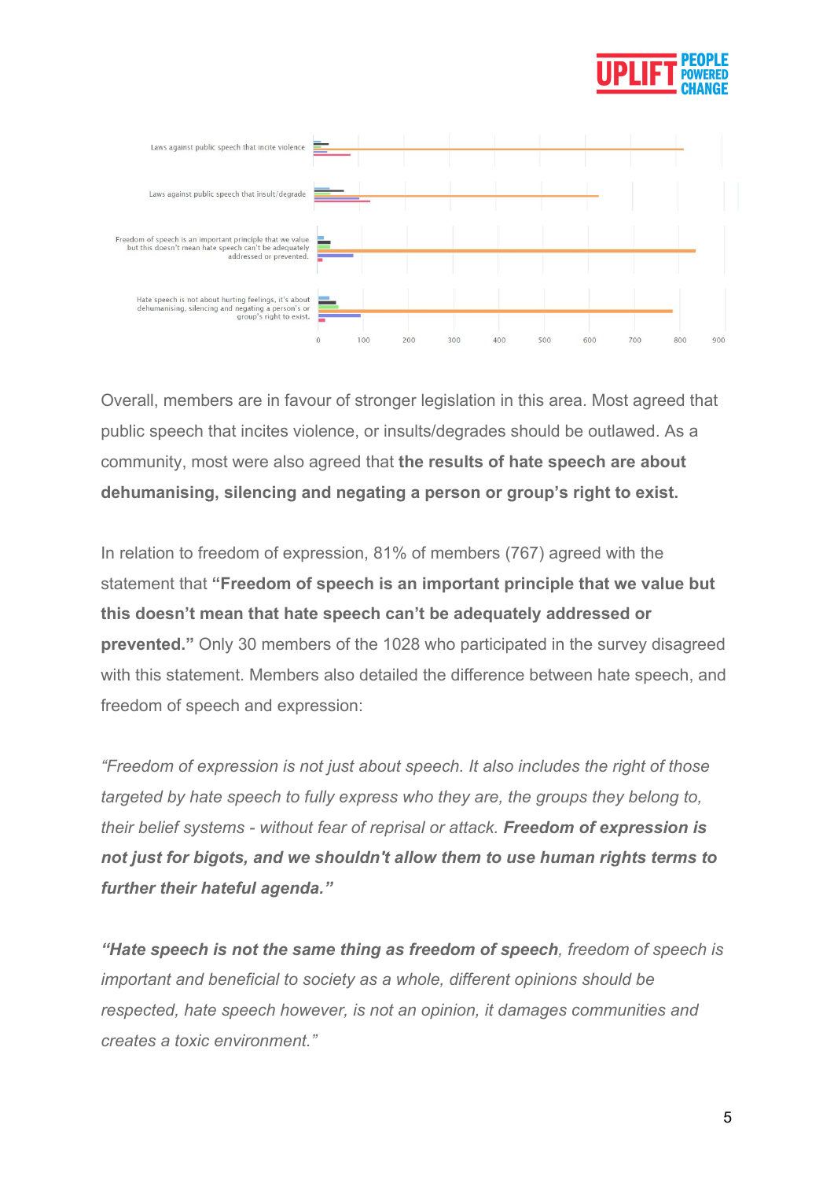Laws against public speech that incite violence

Laws against public speech that insult/degrade

Freedom of speech is an important principle that we value but this doesn't mean hate speech can't be adequately addressed or prevented.

Hate speech is not about hurting feelings, it's about dehumanising, silencing and negating a person's or group's right to exist.

0 100 200 300 400 500 600 700 800 900

Overall, members are in favour of stronger legislation in this area. Most agreed that public speech that incites violence, or insults/degrades should be outlawed. As a community, most were also agreed that **the results of hate speech are about dehumanising, silencing and negating a person or group's right to exist.**

In relation to freedom of expression, 81% of members (767) agreed with the statement that **"Freedom of speech is an important principle that we value but this doesn't mean that hate speech can't be adequately addressed or prevented."** Only 30 members of the 1028 who participated in the survey disagreed with this statement. Members also detailed the difference between hate speech, and freedom of speech and expression:

*"Freedom of expression is not just about speech. It also includes the right of those targeted by hate speech to fully express who they are, the groups they belong to, their belief systems - without fear of reprisal or attack.* ***Freedom of expression is not just for bigots, and we shouldn't allow them to use human rights terms to further their hateful agenda."***

***"Hate speech is not the same thing as freedom of speech****, freedom of speech is important and beneficial to society as a whole, different opinions should be respected, hate speech however, is not an opinion, it damages communities and creates a toxic environment."*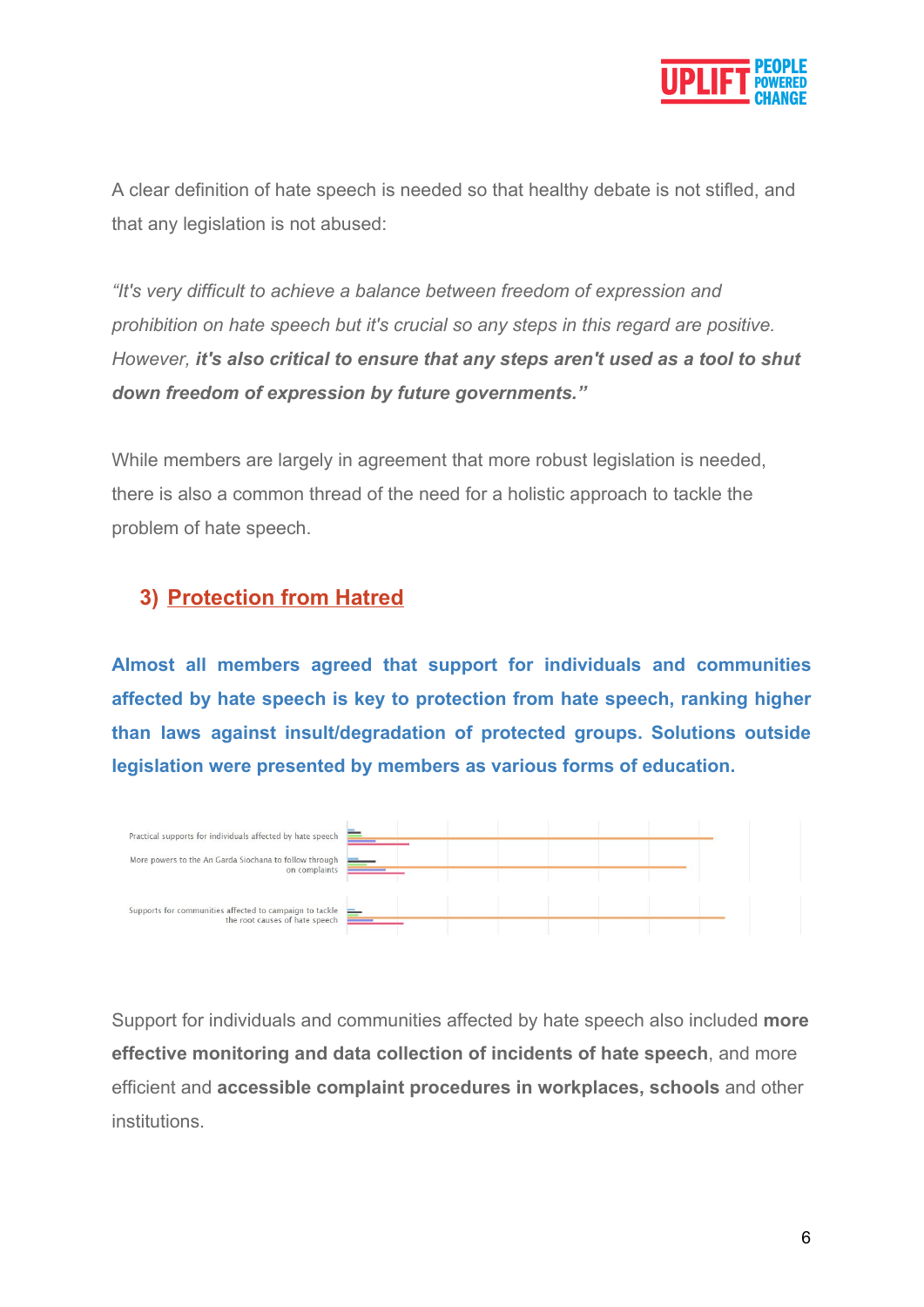A clear definition of hate speech is needed so that healthy debate is not stifled, and that any legislation is not abused:

*"It's very difficult to achieve a balance between freedom of expression and prohibition on hate speech but it's crucial so any steps in this regard are positive. However,* ***it's also critical to ensure that any steps aren't used as a tool to shut down freedom of expression by future governments."***

While members are largely in agreement that more robust legislation is needed, there is also a common thread of the need for a holistic approach to tackle the problem of hate speech.

## 3) Protection from Hatred

**Almost all members agreed that support for individuals and communities affected by hate speech is key to protection from hate speech, ranking higher than laws against insult/degradation of protected groups. Solutions outside legislation were presented by members as various forms of education.**

Practical supports for individuals affected by hate speech

More powers to the An Garda Siochana to follow through on complaints

Supports for communities affected to campaign to tackle the root causes of hate speech

Support for individuals and communities affected by hate speech also included **more effective monitoring and data collection of incidents of hate speech**, and more efficient and **accessible complaint procedures in workplaces, schools** and other institutions.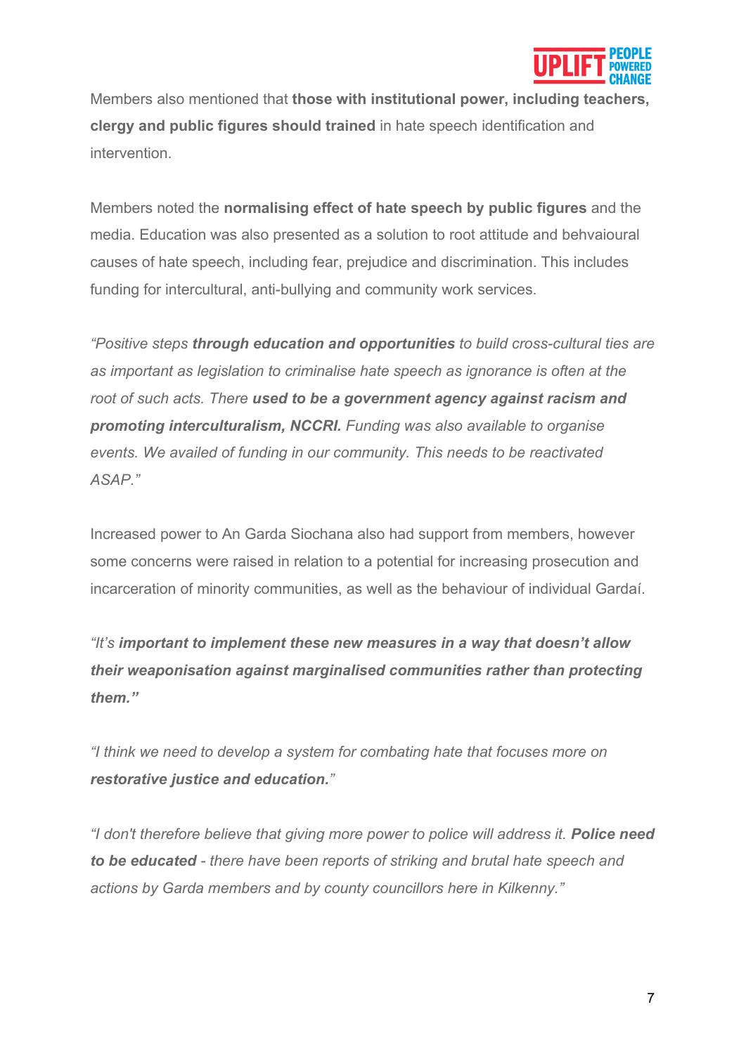Members also mentioned that **those with institutional power, including teachers, clergy and public figures should trained** in hate speech identification and intervention.

Members noted the **normalising effect of hate speech by public figures** and the media. Education was also presented as a solution to root attitude and behvaioural causes of hate speech, including fear, prejudice and discrimination. This includes funding for intercultural, anti-bullying and community work services.

*"Positive steps **through education and opportunities** to build cross-cultural ties are as important as legislation to criminalise hate speech as ignorance is often at the root of such acts. There **used to be a government agency against racism and promoting interculturalism, NCCRI.** Funding was also available to organise events. We availed of funding in our community. This needs to be reactivated ASAP."*

Increased power to An Garda Siochana also had support from members, however some concerns were raised in relation to a potential for increasing prosecution and incarceration of minority communities, as well as the behaviour of individual Gardaí.

*"It's **important to implement these new measures in a way that doesn't allow their weaponisation against marginalised communities rather than protecting them."***

*"I think we need to develop a system for combating hate that focuses more on **restorative justice and education.**"*

*"I don't therefore believe that giving more power to police will address it. **Police need to be educated** - there have been reports of striking and brutal hate speech and actions by Garda members and by county councillors here in Kilkenny."*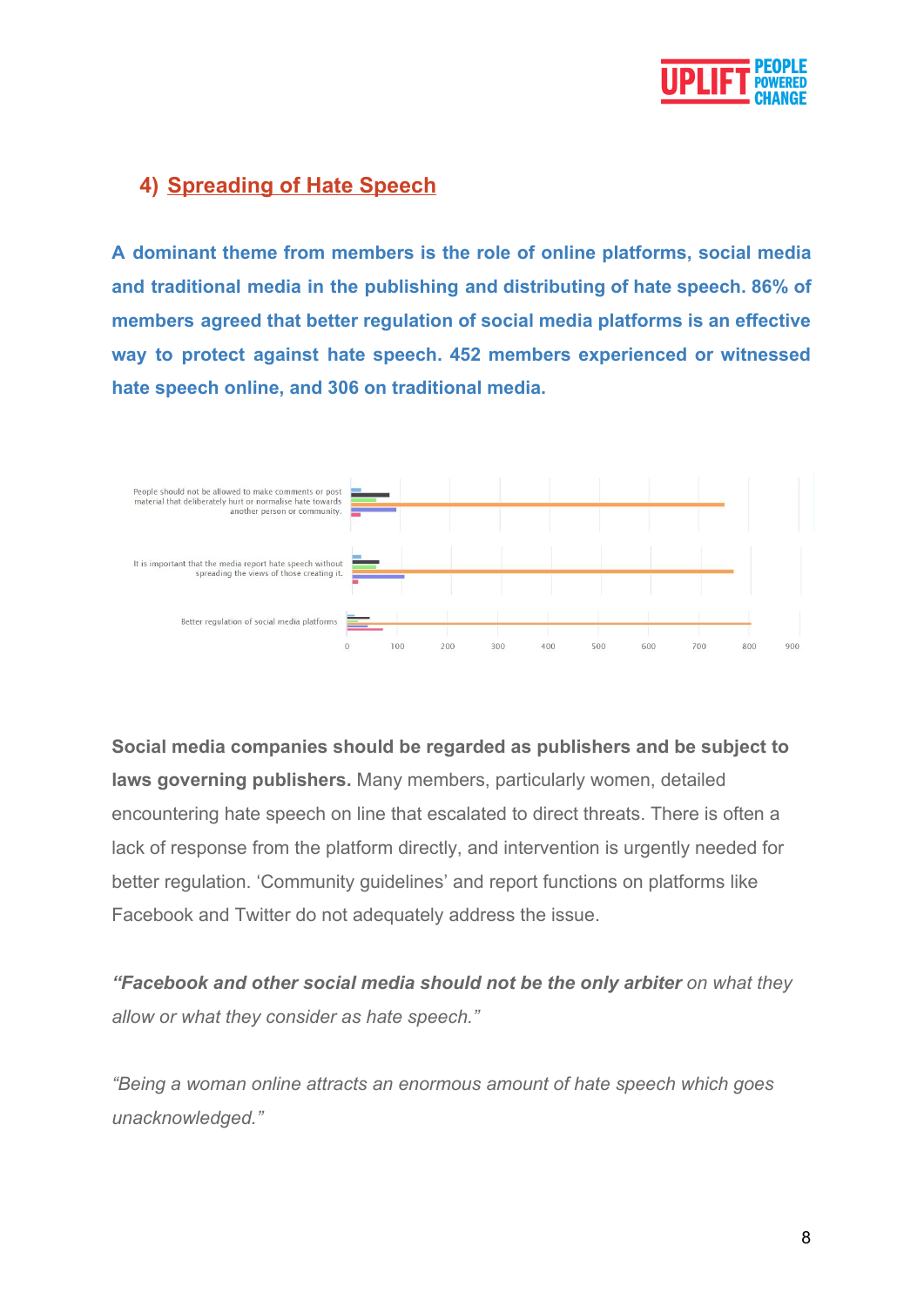## 4) Spreading of Hate Speech

**A dominant theme from members is the role of online platforms, social media and traditional media in the publishing and distributing of hate speech. 86% of members agreed that better regulation of social media platforms is an effective way to protect against hate speech. 452 members experienced or witnessed hate speech online, and 306 on traditional media.**

People should not be allowed to make comments or post material that deliberately hurt or normalise hate towards another person or community.

It is important that the media report hate speech without spreading the views of those creating it.

Better regulation of social media platforms

0 100 200 300 400 500 600 700 800 900

**Social media companies should be regarded as publishers and be subject to laws governing publishers.** Many members, particularly women, detailed encountering hate speech on line that escalated to direct threats. There is often a lack of response from the platform directly, and intervention is urgently needed for better regulation. 'Community guidelines' and report functions on platforms like Facebook and Twitter do not adequately address the issue.

***"Facebook and other social media should not be the only arbiter** on what they allow or what they consider as hate speech."*

*"Being a woman online attracts an enormous amount of hate speech which goes unacknowledged."*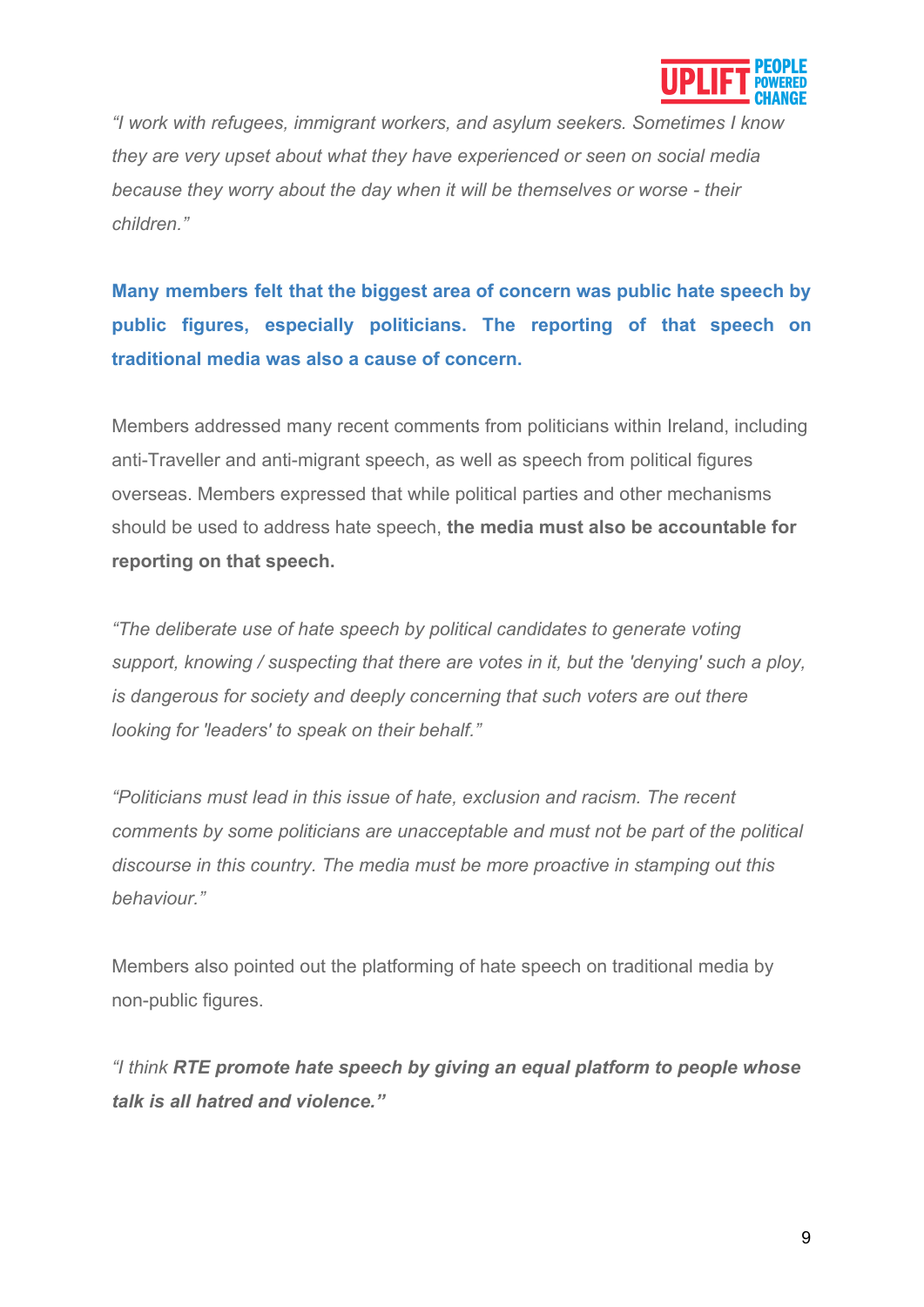*"I work with refugees, immigrant workers, and asylum seekers. Sometimes I know they are very upset about what they have experienced or seen on social media because they worry about the day when it will be themselves or worse - their children."*

**Many members felt that the biggest area of concern was public hate speech by public figures, especially politicians. The reporting of that speech on traditional media was also a cause of concern.**

Members addressed many recent comments from politicians within Ireland, including anti-Traveller and anti-migrant speech, as well as speech from political figures overseas. Members expressed that while political parties and other mechanisms should be used to address hate speech, **the media must also be accountable for reporting on that speech.**

*"The deliberate use of hate speech by political candidates to generate voting support, knowing / suspecting that there are votes in it, but the 'denying' such a ploy, is dangerous for society and deeply concerning that such voters are out there looking for 'leaders' to speak on their behalf."*

*"Politicians must lead in this issue of hate, exclusion and racism. The recent comments by some politicians are unacceptable and must not be part of the political discourse in this country. The media must be more proactive in stamping out this behaviour."*

Members also pointed out the platforming of hate speech on traditional media by non-public figures.

*"I think **RTE promote hate speech by giving an equal platform to people whose talk is all hatred and violence."***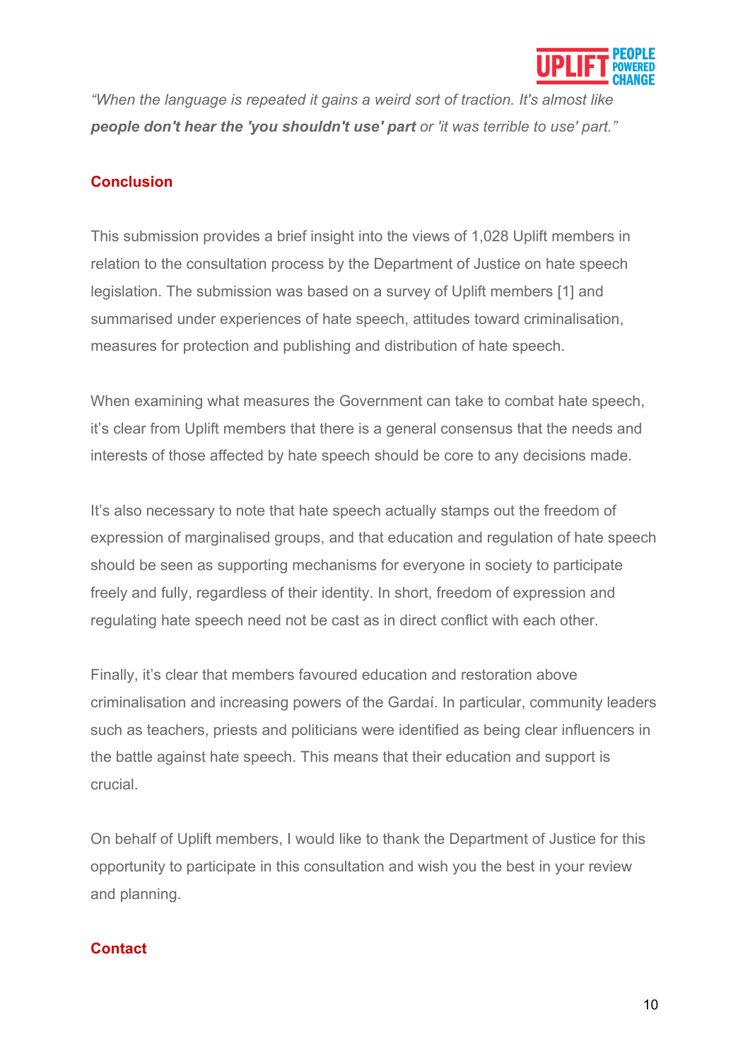*"When the language is repeated it gains a weird sort of traction. It's almost like **people don't hear the 'you shouldn't use' part** or 'it was terrible to use' part."*

## Conclusion

This submission provides a brief insight into the views of 1,028 Uplift members in relation to the consultation process by the Department of Justice on hate speech legislation. The submission was based on a survey of Uplift members [1] and summarised under experiences of hate speech, attitudes toward criminalisation, measures for protection and publishing and distribution of hate speech.

When examining what measures the Government can take to combat hate speech, it's clear from Uplift members that there is a general consensus that the needs and interests of those affected by hate speech should be core to any decisions made.

It's also necessary to note that hate speech actually stamps out the freedom of expression of marginalised groups, and that education and regulation of hate speech should be seen as supporting mechanisms for everyone in society to participate freely and fully, regardless of their identity. In short, freedom of expression and regulating hate speech need not be cast as in direct conflict with each other.

Finally, it's clear that members favoured education and restoration above criminalisation and increasing powers of the Gardaí. In particular, community leaders such as teachers, priests and politicians were identified as being clear influencers in the battle against hate speech. This means that their education and support is crucial.

On behalf of Uplift members, I would like to thank the Department of Justice for this opportunity to participate in this consultation and wish you the best in your review and planning.

## Contact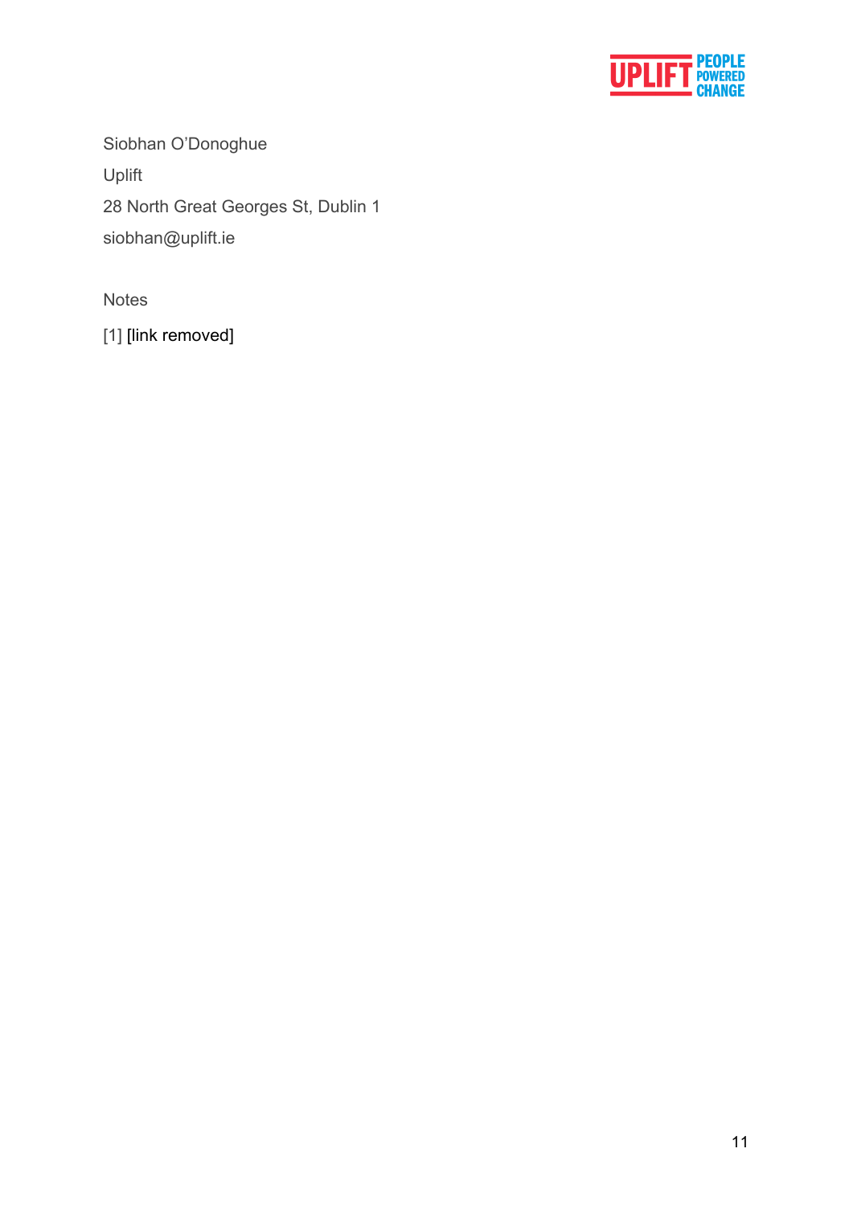Siobhan O'Donoghue

Uplift

28 North Great Georges St, Dublin 1

siobhan@uplift.ie

Notes

[1] [link removed]